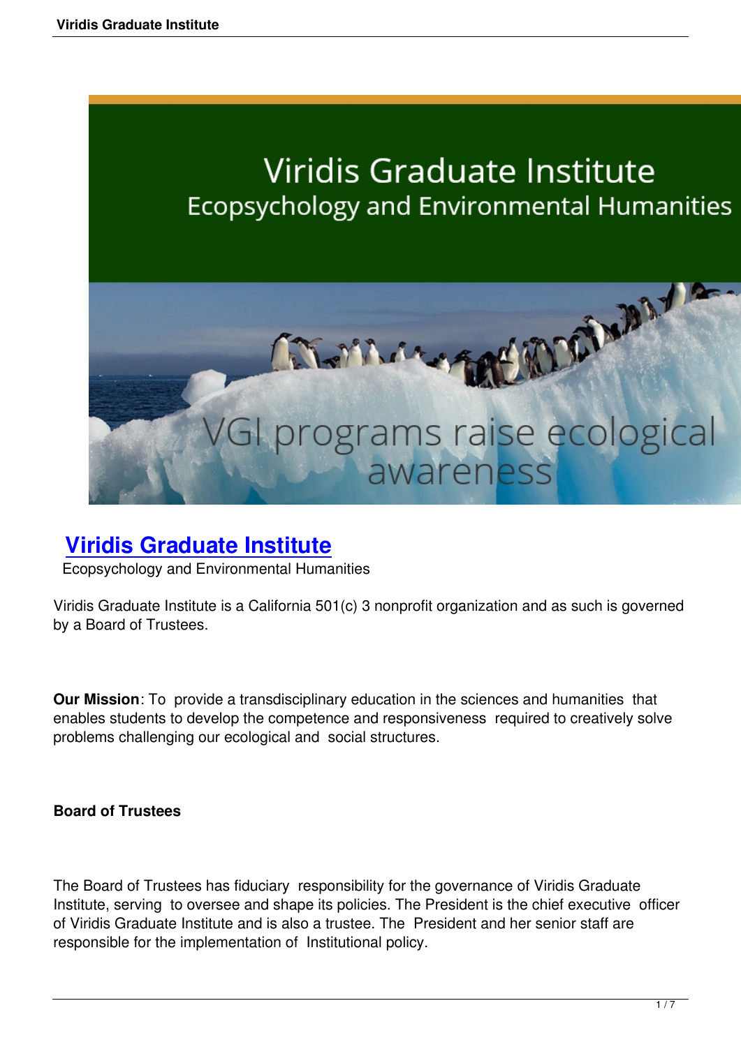# Viridis Graduate Institute

Ecopsychology and Environmental Humanities

Viridis Graduate Institute is a California 501(c) 3 nonprofit organization and as such is governed by a Board of Trustees.

**Our Mission**: To provide a transdisciplinary education in the sciences and humanities that enables students to develop the competence and responsiveness required to creatively solve problems challenging our ecological and social structures.

**Board of Trustees**

The Board of Trustees has fiduciary responsibility for the governance of Viridis Graduate Institute, serving to oversee and shape its policies. The President is the chief executive officer of Viridis Graduate Institute and is also a trustee. The President and her senior staff are responsible for the implementation of Institutional policy.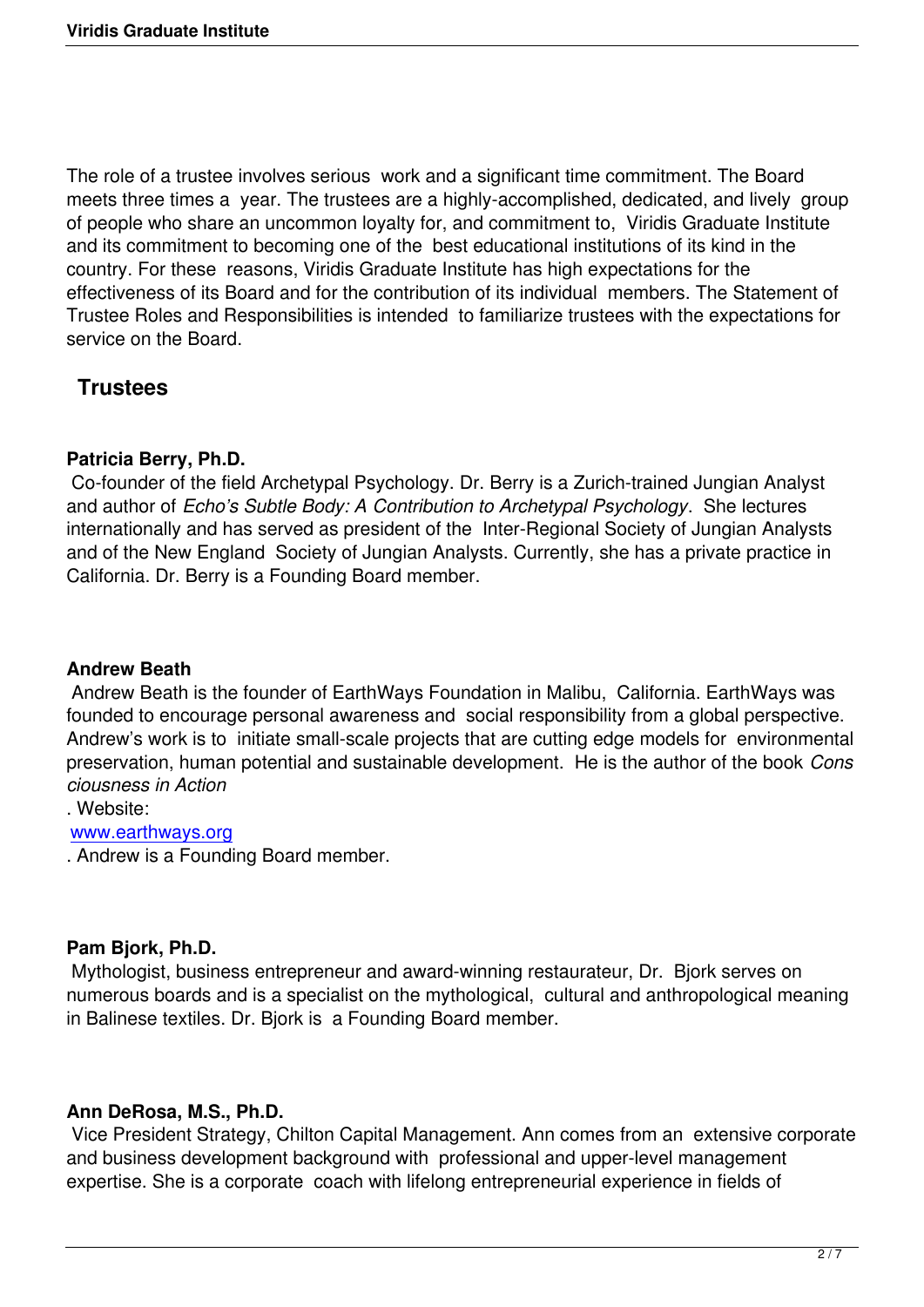The role of a trustee involves serious work and a significant time commitment. The Board meets three times a year. The trustees are a highly-accomplished, dedicated, and lively group of people who share an uncommon loyalty for, and commitment to, Viridis Graduate Institute and its commitment to becoming one of the best educational institutions of its kind in the country. For these reasons, Viridis Graduate Institute has high expectations for the effectiveness of its Board and for the contribution of its individual members. The Statement of Trustee Roles and Responsibilities is intended to familiarize trustees with the expectations for service on the Board.

## Trustees

**Patricia Berry, Ph.D.**
Co-founder of the field Archetypal Psychology. Dr. Berry is a Zurich-trained Jungian Analyst and author of *Echo's Subtle Body: A Contribution to Archetypal Psychology*. She lectures internationally and has served as president of the Inter-Regional Society of Jungian Analysts and of the New England Society of Jungian Analysts. Currently, she has a private practice in California. Dr. Berry is a Founding Board member.

**Andrew Beath**
Andrew Beath is the founder of EarthWays Foundation in Malibu, California. EarthWays was founded to encourage personal awareness and social responsibility from a global perspective. Andrew's work is to initiate small-scale projects that are cutting edge models for environmental preservation, human potential and sustainable development. He is the author of the book *Consciousness in Action*. Website: [www.earthways.org](http://www.earthways.org). Andrew is a Founding Board member.

**Pam Bjork, Ph.D.**
Mythologist, business entrepreneur and award-winning restaurateur, Dr. Bjork serves on numerous boards and is a specialist on the mythological, cultural and anthropological meaning in Balinese textiles. Dr. Bjork is a Founding Board member.

**Ann DeRosa, M.S., Ph.D.**
Vice President Strategy, Chilton Capital Management. Ann comes from an extensive corporate and business development background with professional and upper-level management expertise. She is a corporate coach with lifelong entrepreneurial experience in fields of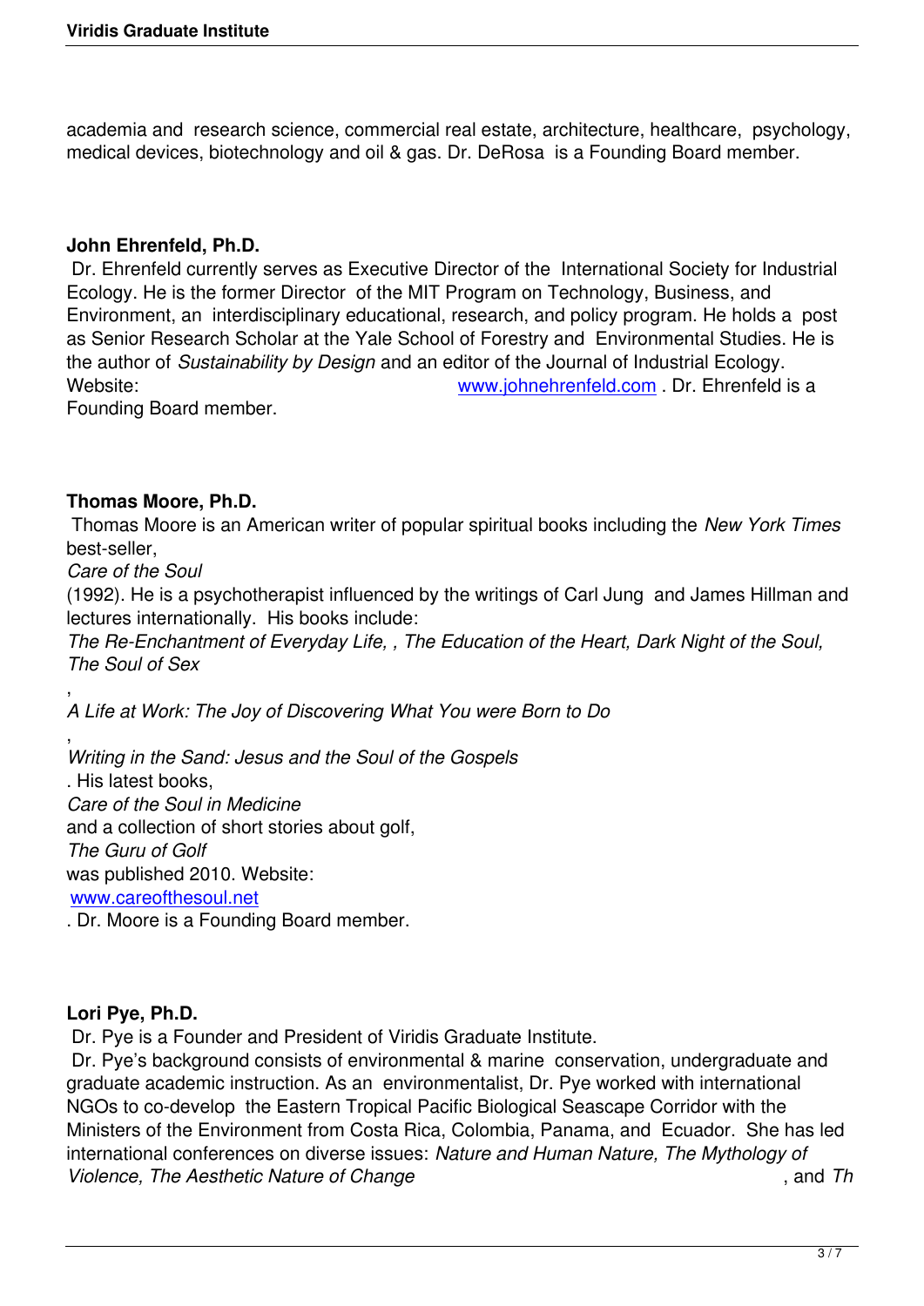academia and research science, commercial real estate, architecture, healthcare, psychology, medical devices, biotechnology and oil & gas. Dr. DeRosa is a Founding Board member.

**John Ehrenfeld, Ph.D.**

Dr. Ehrenfeld currently serves as Executive Director of the International Society for Industrial Ecology. He is the former Director of the MIT Program on Technology, Business, and Environment, an interdisciplinary educational, research, and policy program. He holds a post as Senior Research Scholar at the Yale School of Forestry and Environmental Studies. He is the author of *Sustainability by Design* and an editor of the Journal of Industrial Ecology. Website: www.johnehrenfeld.com . Dr. Ehrenfeld is a Founding Board member.

**Thomas Moore, Ph.D.**

Thomas Moore is an American writer of popular spiritual books including the *New York Times* best-seller, *Care of the Soul* (1992). He is a psychotherapist influenced by the writings of Carl Jung and James Hillman and lectures internationally. His books include: *The Re-Enchantment of Everyday Life, , The Education of the Heart, Dark Night of the Soul, The Soul of Sex*, *A Life at Work: The Joy of Discovering What You were Born to Do*, *Writing in the Sand: Jesus and the Soul of the Gospels*. His latest books, *Care of the Soul in Medicine* and a collection of short stories about golf, *The Guru of Golf* was published 2010. Website: www.careofthesoul.net . Dr. Moore is a Founding Board member.

**Lori Pye, Ph.D.**

Dr. Pye is a Founder and President of Viridis Graduate Institute.

Dr. Pye's background consists of environmental & marine conservation, undergraduate and graduate academic instruction. As an environmentalist, Dr. Pye worked with international NGOs to co-develop the Eastern Tropical Pacific Biological Seascape Corridor with the Ministers of the Environment from Costa Rica, Colombia, Panama, and Ecuador. She has led international conferences on diverse issues: *Nature and Human Nature, The Mythology of Violence, The Aesthetic Nature of Change*, and *Th*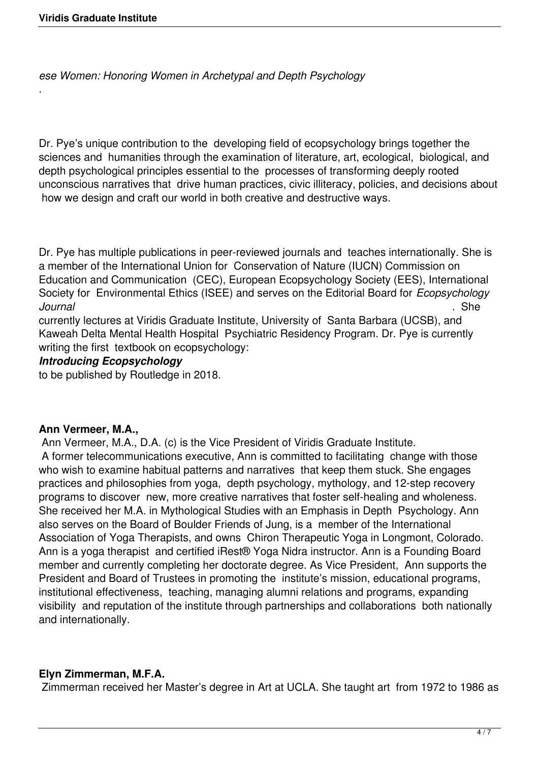*ese Women: Honoring Women in Archetypal and Depth Psychology*

.

Dr. Pye's unique contribution to the developing field of ecopsychology brings together the sciences and humanities through the examination of literature, art, ecological, biological, and depth psychological principles essential to the processes of transforming deeply rooted unconscious narratives that drive human practices, civic illiteracy, policies, and decisions about how we design and craft our world in both creative and destructive ways.

Dr. Pye has multiple publications in peer-reviewed journals and teaches internationally. She is a member of the International Union for Conservation of Nature (IUCN) Commission on Education and Communication (CEC), European Ecopsychology Society (EES), International Society for Environmental Ethics (ISEE) and serves on the Editorial Board for *Ecopsychology Journal*. She currently lectures at Viridis Graduate Institute, University of Santa Barbara (UCSB), and Kaweah Delta Mental Health Hospital Psychiatric Residency Program. Dr. Pye is currently writing the first textbook on ecopsychology:

***Introducing Ecopsychology***

to be published by Routledge in 2018.

**Ann Vermeer, M.A.,**

Ann Vermeer, M.A., D.A. (c) is the Vice President of Viridis Graduate Institute. A former telecommunications executive, Ann is committed to facilitating change with those who wish to examine habitual patterns and narratives that keep them stuck. She engages practices and philosophies from yoga, depth psychology, mythology, and 12-step recovery programs to discover new, more creative narratives that foster self-healing and wholeness. She received her M.A. in Mythological Studies with an Emphasis in Depth Psychology. Ann also serves on the Board of Boulder Friends of Jung, is a member of the International Association of Yoga Therapists, and owns Chiron Therapeutic Yoga in Longmont, Colorado. Ann is a yoga therapist and certified iRest® Yoga Nidra instructor. Ann is a Founding Board member and currently completing her doctorate degree. As Vice President, Ann supports the President and Board of Trustees in promoting the institute's mission, educational programs, institutional effectiveness, teaching, managing alumni relations and programs, expanding visibility and reputation of the institute through partnerships and collaborations both nationally and internationally.

**Elyn Zimmerman, M.F.A.**

Zimmerman received her Master's degree in Art at UCLA. She taught art from 1972 to 1986 as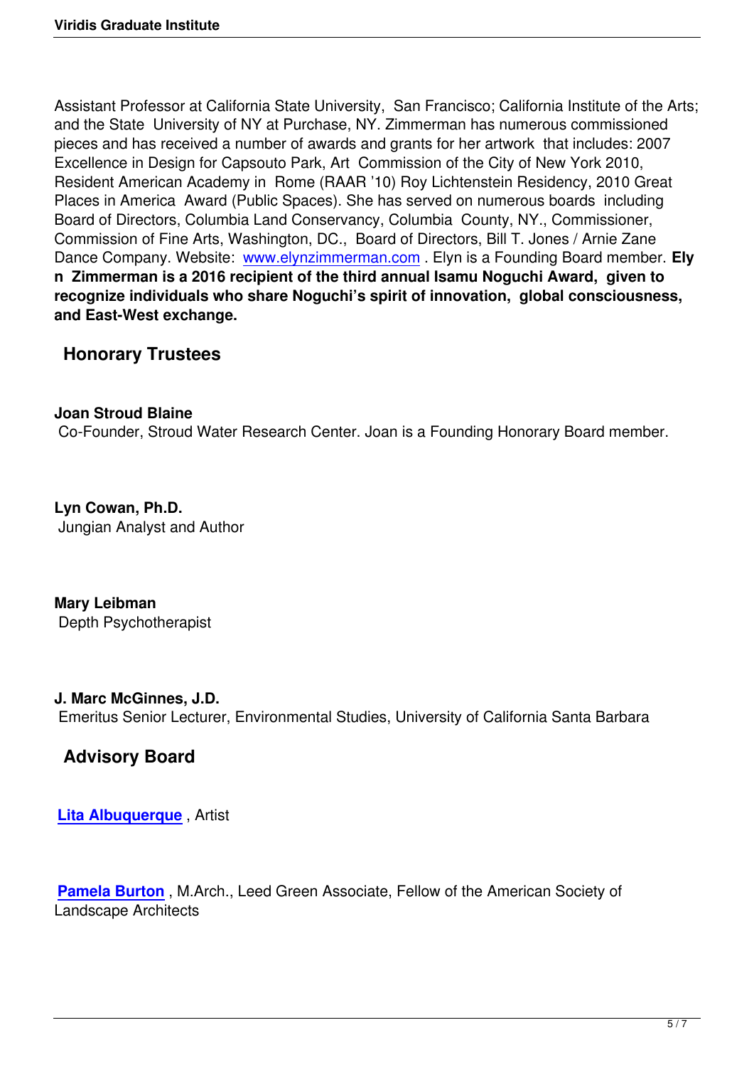Assistant Professor at California State University, San Francisco; California Institute of the Arts; and the State University of NY at Purchase, NY. Zimmerman has numerous commissioned pieces and has received a number of awards and grants for her artwork that includes: 2007 Excellence in Design for Capsouto Park, Art Commission of the City of New York 2010, Resident American Academy in Rome (RAAR '10) Roy Lichtenstein Residency, 2010 Great Places in America Award (Public Spaces). She has served on numerous boards including Board of Directors, Columbia Land Conservancy, Columbia County, NY., Commissioner, Commission of Fine Arts, Washington, DC., Board of Directors, Bill T. Jones / Arnie Zane Dance Company. Website: www.elynzimmerman.com . Elyn is a Founding Board member. **Elyn Zimmerman is a 2016 recipient of the third annual Isamu Noguchi Award, given to recognize individuals who share Noguchi's spirit of innovation, global consciousness, and East-West exchange.**

## Honorary Trustees

**Joan Stroud Blaine**
Co-Founder, Stroud Water Research Center. Joan is a Founding Honorary Board member.

**Lyn Cowan, Ph.D.**
Jungian Analyst and Author

**Mary Leibman**
Depth Psychotherapist

**J. Marc McGinnes, J.D.**
Emeritus Senior Lecturer, Environmental Studies, University of California Santa Barbara

## Advisory Board

**Lita Albuquerque** , Artist

**Pamela Burton** , M.Arch., Leed Green Associate, Fellow of the American Society of Landscape Architects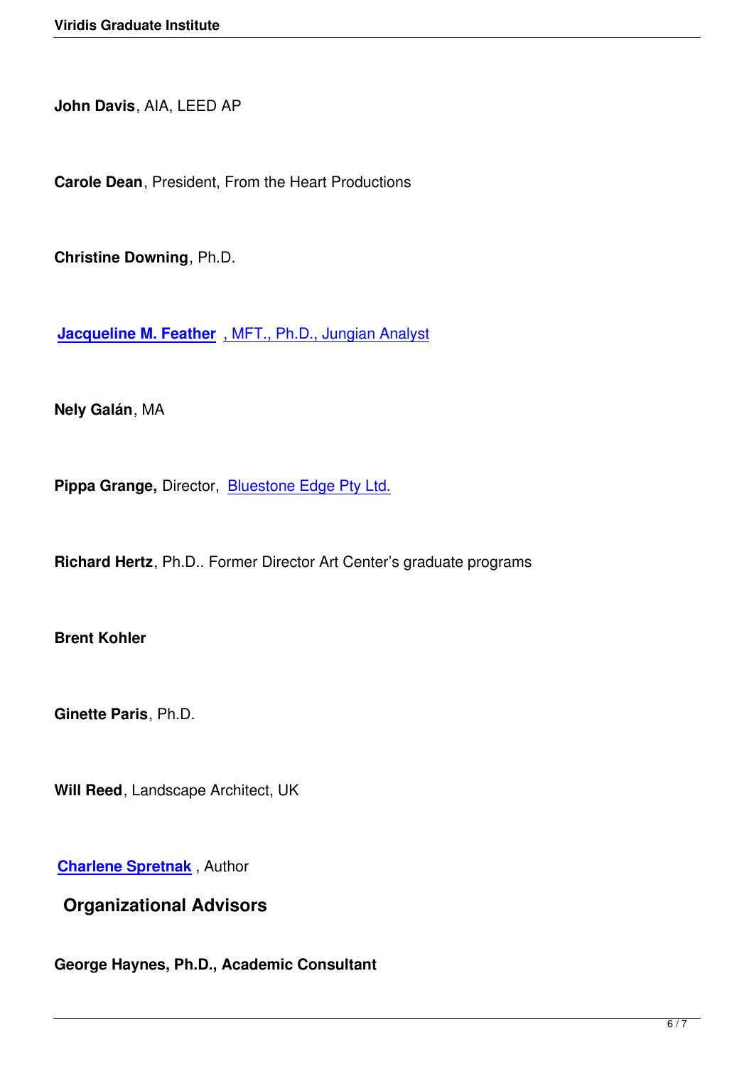**John Davis**, AIA, LEED AP

**Carole Dean**, President, From the Heart Productions

**Christine Downing**, Ph.D.

**Jacqueline M. Feather** , MFT., Ph.D., Jungian Analyst

**Nely Galán**, MA

**Pippa Grange,** Director, Bluestone Edge Pty Ltd.

**Richard Hertz**, Ph.D.. Former Director Art Center's graduate programs

**Brent Kohler**

**Ginette Paris**, Ph.D.

**Will Reed**, Landscape Architect, UK

**Charlene Spretnak** , Author

## Organizational Advisors

**George Haynes, Ph.D., Academic Consultant**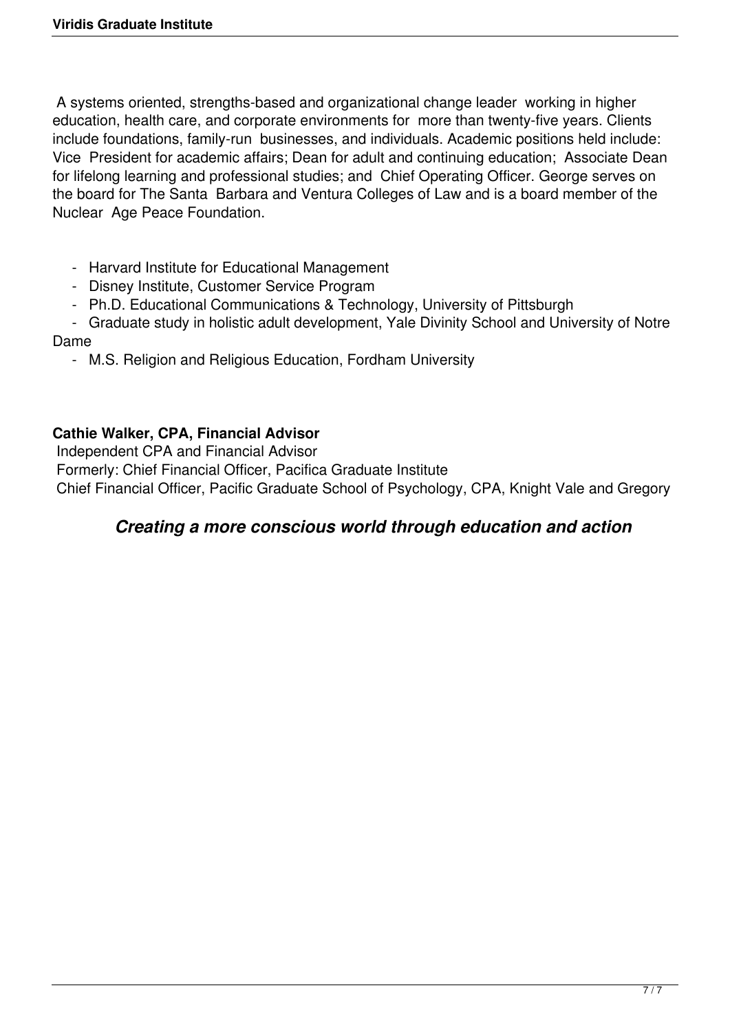A systems oriented, strengths-based and organizational change leader working in higher education, health care, and corporate environments for more than twenty-five years. Clients include foundations, family-run businesses, and individuals. Academic positions held include: Vice President for academic affairs; Dean for adult and continuing education; Associate Dean for lifelong learning and professional studies; and Chief Operating Officer. George serves on the board for The Santa Barbara and Ventura Colleges of Law and is a board member of the Nuclear Age Peace Foundation.

- Harvard Institute for Educational Management
- Disney Institute, Customer Service Program
- Ph.D. Educational Communications & Technology, University of Pittsburgh
- Graduate study in holistic adult development, Yale Divinity School and University of Notre Dame
- M.S. Religion and Religious Education, Fordham University

**Cathie Walker, CPA, Financial Advisor**

Independent CPA and Financial Advisor

Formerly: Chief Financial Officer, Pacifica Graduate Institute

Chief Financial Officer, Pacific Graduate School of Psychology, CPA, Knight Vale and Gregory

## *Creating a more conscious world through education and action*